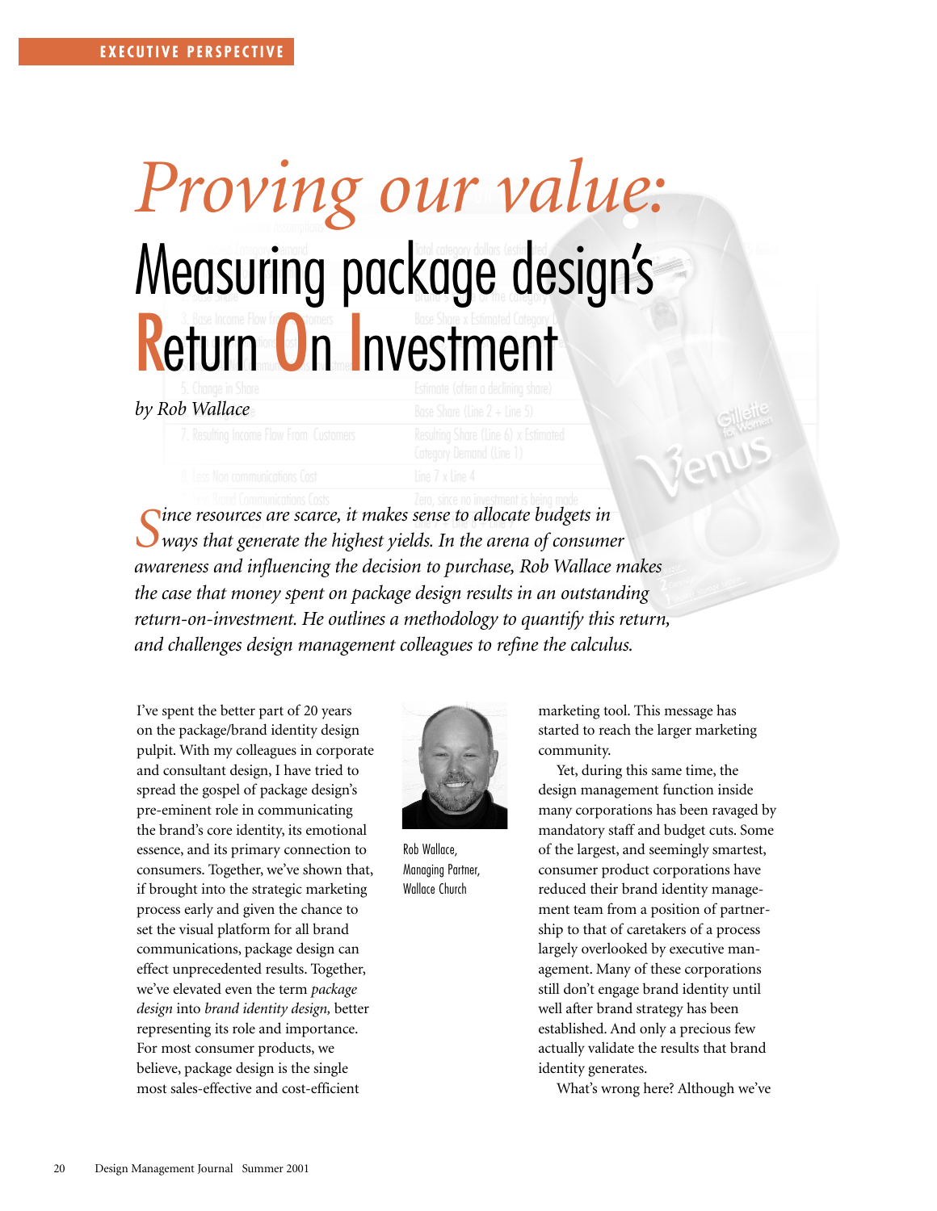EXECUTIVE PERSPECTIVE

# *Proving our value:* Measuring package design's Return On Investment

*by Rob Wallace*

*Since resources are scarce, it makes sense to allocate budgets in ways that generate the highest yields. In the arena of consumer awareness and influencing the decision to purchase, Rob Wallace makes the case that money spent on package design results in an outstanding return-on-investment. He outlines a methodology to quantify this return, and challenges design management colleagues to refine the calculus.*

I've spent the better part of 20 years on the package/brand identity design pulpit. With my colleagues in corporate and consultant design, I have tried to spread the gospel of package design's pre-eminent role in communicating the brand's core identity, its emotional essence, and its primary connection to consumers. Together, we've shown that, if brought into the strategic marketing process early and given the chance to set the visual platform for all brand communications, package design can effect unprecedented results. Together, we've elevated even the term *package design* into *brand identity design*, better representing its role and importance. For most consumer products, we believe, package design is the single most sales-effective and cost-efficient marketing tool. This message has started to reach the larger marketing community.

Rob Wallace, Managing Partner, Wallace Church

Yet, during this same time, the design management function inside many corporations has been ravaged by mandatory staff and budget cuts. Some of the largest, and seemingly smartest, consumer product corporations have reduced their brand identity management team from a position of partnership to that of caretakers of a process largely overlooked by executive management. Many of these corporations still don't engage brand identity until well after brand strategy has been established. And only a precious few actually validate the results that brand identity generates.

What's wrong here? Although we've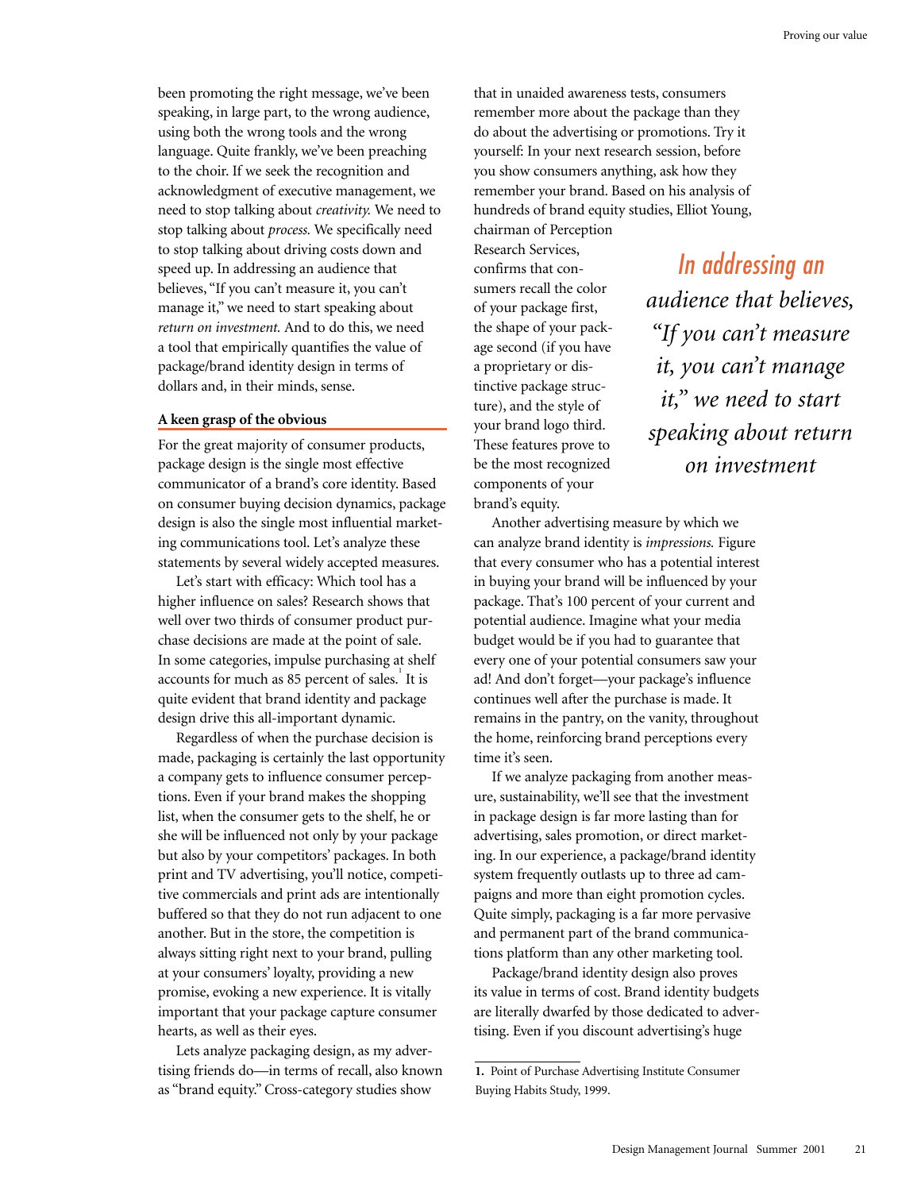been promoting the right message, we've been speaking, in large part, to the wrong audience, using both the wrong tools and the wrong language. Quite frankly, we've been preaching to the choir. If we seek the recognition and acknowledgment of executive management, we need to stop talking about *creativity.* We need to stop talking about *process.* We specifically need to stop talking about driving costs down and speed up. In addressing an audience that believes, "If you can't measure it, you can't manage it," we need to start speaking about *return on investment.* And to do this, we need a tool that empirically quantifies the value of package/brand identity design in terms of dollars and, in their minds, sense.

### A keen grasp of the obvious

For the great majority of consumer products, package design is the single most effective communicator of a brand's core identity. Based on consumer buying decision dynamics, package design is also the single most influential marketing communications tool. Let's analyze these statements by several widely accepted measures.

Let's start with efficacy: Which tool has a higher influence on sales? Research shows that well over two thirds of consumer product purchase decisions are made at the point of sale. In some categories, impulse purchasing at shelf accounts for much as 85 percent of sales.[1] It is quite evident that brand identity and package design drive this all-important dynamic.

Regardless of when the purchase decision is made, packaging is certainly the last opportunity a company gets to influence consumer perceptions. Even if your brand makes the shopping list, when the consumer gets to the shelf, he or she will be influenced not only by your package but also by your competitors' packages. In both print and TV advertising, you'll notice, competitive commercials and print ads are intentionally buffered so that they do not run adjacent to one another. But in the store, the competition is always sitting right next to your brand, pulling at your consumers' loyalty, providing a new promise, evoking a new experience. It is vitally important that your package capture consumer hearts, as well as their eyes.

Lets analyze packaging design, as my advertising friends do—in terms of recall, also known as "brand equity." Cross-category studies show that in unaided awareness tests, consumers remember more about the package than they do about the advertising or promotions. Try it yourself: In your next research session, before you show consumers anything, ask how they remember your brand. Based on his analysis of hundreds of brand equity studies, Elliot Young, chairman of Perception Research Services, confirms that consumers recall the color of your package first, the shape of your package second (if you have a proprietary or distinctive package structure), and the style of your brand logo third. These features prove to be the most recognized components of your brand's equity.

> *In addressing an audience that believes, "If you can't measure it, you can't manage it," we need to start speaking about return on investment*

Another advertising measure by which we can analyze brand identity is *impressions.* Figure that every consumer who has a potential interest in buying your brand will be influenced by your package. That's 100 percent of your current and potential audience. Imagine what your media budget would be if you had to guarantee that every one of your potential consumers saw your ad! And don't forget—your package's influence continues well after the purchase is made. It remains in the pantry, on the vanity, throughout the home, reinforcing brand perceptions every time it's seen.

If we analyze packaging from another measure, sustainability, we'll see that the investment in package design is far more lasting than for advertising, sales promotion, or direct marketing. In our experience, a package/brand identity system frequently outlasts up to three ad campaigns and more than eight promotion cycles. Quite simply, packaging is a far more pervasive and permanent part of the brand communications platform than any other marketing tool.

Package/brand identity design also proves its value in terms of cost. Brand identity budgets are literally dwarfed by those dedicated to advertising. Even if you discount advertising's huge

---

**1.** Point of Purchase Advertising Institute Consumer Buying Habits Study, 1999.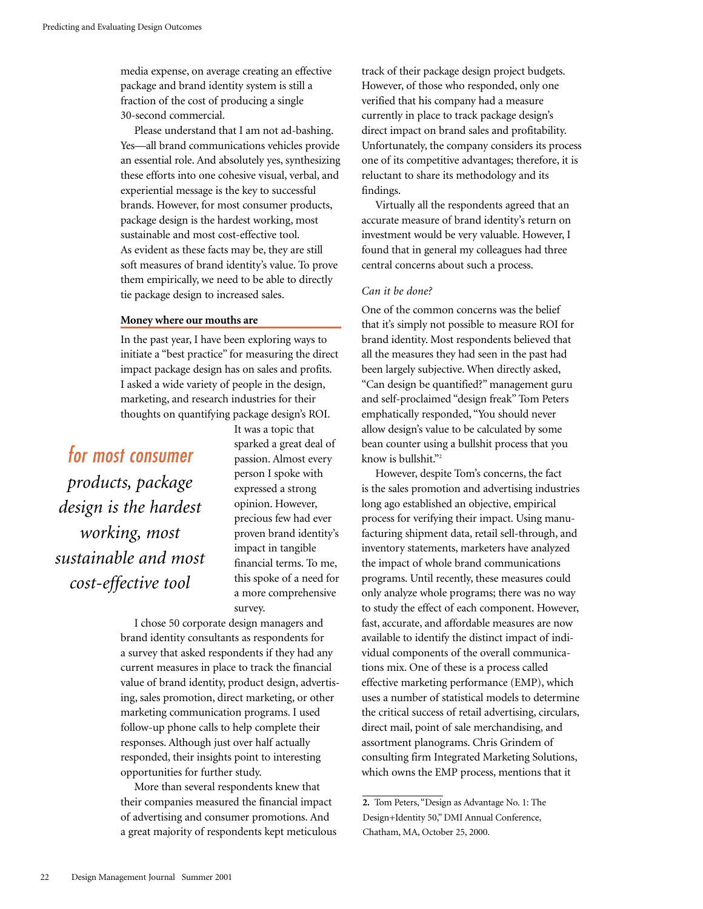media expense, on average creating an effective package and brand identity system is still a fraction of the cost of producing a single 30-second commercial.

Please understand that I am not ad-bashing. Yes—all brand communications vehicles provide an essential role. And absolutely yes, synthesizing these efforts into one cohesive visual, verbal, and experiential message is the key to successful brands. However, for most consumer products, package design is the hardest working, most sustainable and most cost-effective tool. As evident as these facts may be, they are still soft measures of brand identity's value. To prove them empirically, we need to be able to directly tie package design to increased sales.

**Money where our mouths are**

In the past year, I have been exploring ways to initiate a "best practice" for measuring the direct impact package design has on sales and profits. I asked a wide variety of people in the design, marketing, and research industries for their thoughts on quantifying package design's ROI. It was a topic that sparked a great deal of passion. Almost every person I spoke with expressed a strong opinion. However, precious few had ever proven brand identity's impact in tangible financial terms. To me, this spoke of a need for a more comprehensive survey.

> *for most consumer products, package design is the hardest working, most sustainable and most cost-effective tool*

I chose 50 corporate design managers and brand identity consultants as respondents for a survey that asked respondents if they had any current measures in place to track the financial value of brand identity, product design, advertising, sales promotion, direct marketing, or other marketing communication programs. I used follow-up phone calls to help complete their responses. Although just over half actually responded, their insights point to interesting opportunities for further study.

More than several respondents knew that their companies measured the financial impact of advertising and consumer promotions. And a great majority of respondents kept meticulous track of their package design project budgets. However, of those who responded, only one verified that his company had a measure currently in place to track package design's direct impact on brand sales and profitability. Unfortunately, the company considers its process one of its competitive advantages; therefore, it is reluctant to share its methodology and its findings.

Virtually all the respondents agreed that an accurate measure of brand identity's return on investment would be very valuable. However, I found that in general my colleagues had three central concerns about such a process.

*Can it be done?*

One of the common concerns was the belief that it's simply not possible to measure ROI for brand identity. Most respondents believed that all the measures they had seen in the past had been largely subjective. When directly asked, "Can design be quantified?" management guru and self-proclaimed "design freak" Tom Peters emphatically responded, "You should never allow design's value to be calculated by some bean counter using a bullshit process that you know is bullshit."[2]

However, despite Tom's concerns, the fact is the sales promotion and advertising industries long ago established an objective, empirical process for verifying their impact. Using manufacturing shipment data, retail sell-through, and inventory statements, marketers have analyzed the impact of whole brand communications programs. Until recently, these measures could only analyze whole programs; there was no way to study the effect of each component. However, fast, accurate, and affordable measures are now available to identify the distinct impact of individual components of the overall communications mix. One of these is a process called effective marketing performance (EMP), which uses a number of statistical models to determine the critical success of retail advertising, circulars, direct mail, point of sale merchandising, and assortment planograms. Chris Grindem of consulting firm Integrated Marketing Solutions, which owns the EMP process, mentions that it

2. Tom Peters, "Design as Advantage No. 1: The Design+Identity 50," DMI Annual Conference, Chatham, MA, October 25, 2000.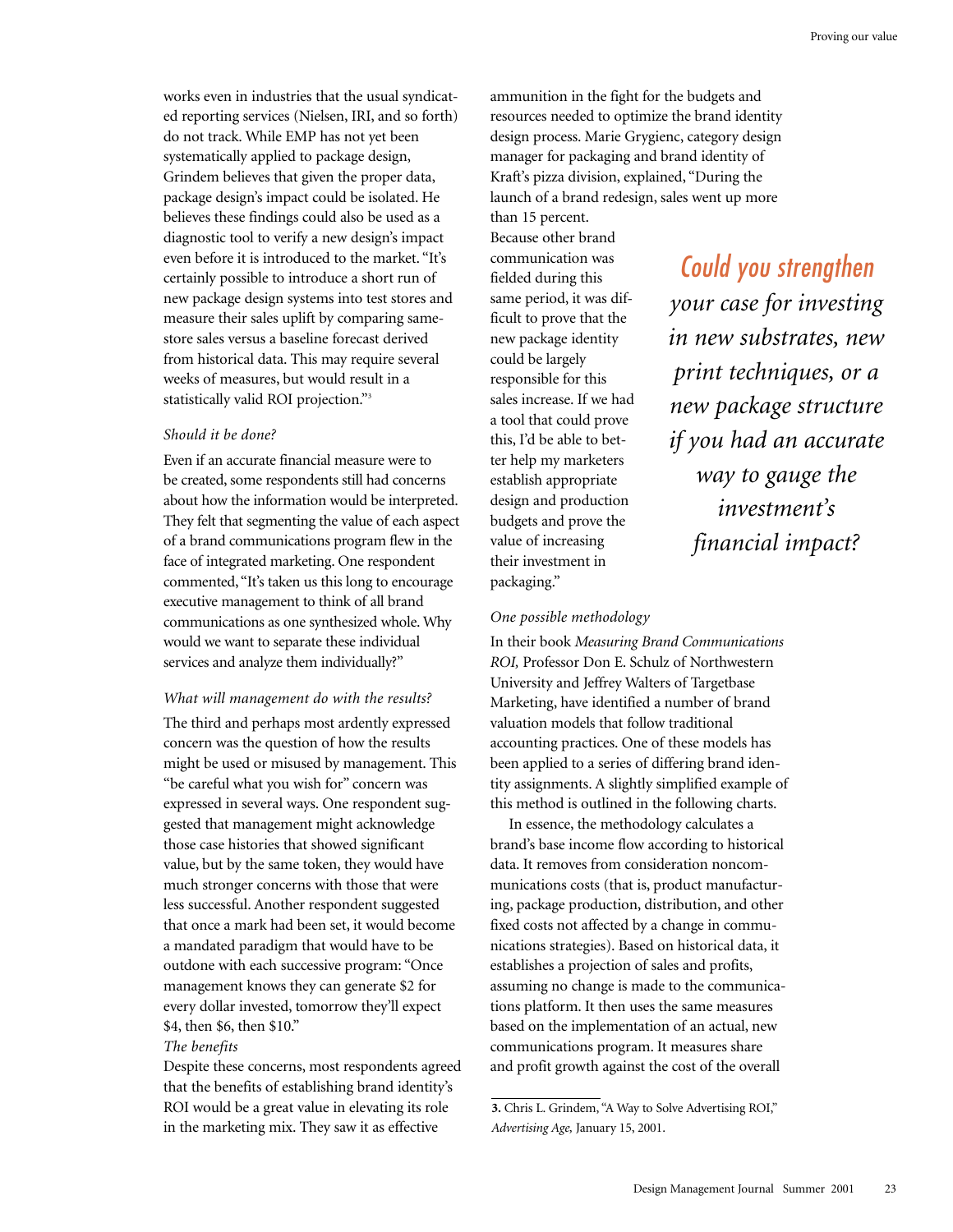works even in industries that the usual syndicated reporting services (Nielsen, IRI, and so forth) do not track. While EMP has not yet been systematically applied to package design, Grindem believes that given the proper data, package design's impact could be isolated. He believes these findings could also be used as a diagnostic tool to verify a new design's impact even before it is introduced to the market. "It's certainly possible to introduce a short run of new package design systems into test stores and measure their sales uplift by comparing same-store sales versus a baseline forecast derived from historical data. This may require several weeks of measures, but would result in a statistically valid ROI projection."[3]

*Should it be done?*

Even if an accurate financial measure were to be created, some respondents still had concerns about how the information would be interpreted. They felt that segmenting the value of each aspect of a brand communications program flew in the face of integrated marketing. One respondent commented, "It's taken us this long to encourage executive management to think of all brand communications as one synthesized whole. Why would we want to separate these individual services and analyze them individually?"

*What will management do with the results?*

The third and perhaps most ardently expressed concern was the question of how the results might be used or misused by management. This "be careful what you wish for" concern was expressed in several ways. One respondent suggested that management might acknowledge those case histories that showed significant value, but by the same token, they would have much stronger concerns with those that were less successful. Another respondent suggested that once a mark had been set, it would become a mandated paradigm that would have to be outdone with each successive program: "Once management knows they can generate $2 for every dollar invested, tomorrow they'll expect $4, then $6, then $10."

*The benefits*

Despite these concerns, most respondents agreed that the benefits of establishing brand identity's ROI would be a great value in elevating its role in the marketing mix. They saw it as effective ammunition in the fight for the budgets and resources needed to optimize the brand identity design process. Marie Grygienc, category design manager for packaging and brand identity of Kraft's pizza division, explained, "During the launch of a brand redesign, sales went up more than 15 percent. Because other brand communication was fielded during this same period, it was difficult to prove that the new package identity could be largely responsible for this sales increase. If we had a tool that could prove this, I'd be able to better help my marketers establish appropriate design and production budgets and prove the value of increasing their investment in packaging."

*Could you strengthen your case for investing in new substrates, new print techniques, or a new package structure if you had an accurate way to gauge the investment's financial impact?*

*One possible methodology*

In their book *Measuring Brand Communications ROI,* Professor Don E. Schulz of Northwestern University and Jeffrey Walters of Targetbase Marketing, have identified a number of brand valuation models that follow traditional accounting practices. One of these models has been applied to a series of differing brand identity assignments. A slightly simplified example of this method is outlined in the following charts.

In essence, the methodology calculates a brand's base income flow according to historical data. It removes from consideration noncommunications costs (that is, product manufacturing, package production, distribution, and other fixed costs not affected by a change in communications strategies). Based on historical data, it establishes a projection of sales and profits, assuming no change is made to the communications platform. It then uses the same measures based on the implementation of an actual, new communications program. It measures share and profit growth against the cost of the overall

**3.** Chris L. Grindem, "A Way to Solve Advertising ROI," *Advertising Age,* January 15, 2001.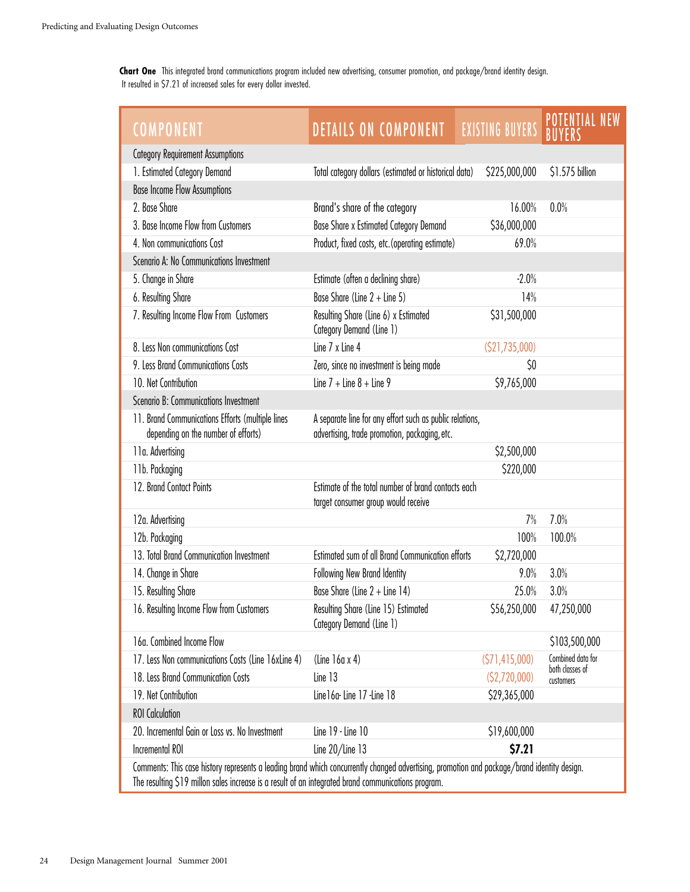**Chart One** This integrated brand communications program included new advertising, consumer promotion, and package/brand identity design. It resulted in $7.21 of increased sales for every dollar invested.

| COMPONENT | DETAILS ON COMPONENT | EXISTING BUYERS | POTENTIAL NEW BUYERS |
|---|---|---|---|
| Category Requirement Assumptions | | | |
| 1. Estimated Category Demand | Total category dollars (estimated or historical data) | $225,000,000 | $1.575 billion |
| Base Income Flow Assumptions | | | |
| 2. Base Share | Brand's share of the category | 16.00% | 0.0% |
| 3. Base Income Flow from Customers | Base Share x Estimated Category Demand | $36,000,000 | |
| 4. Non communications Cost | Product, fixed costs, etc.(operating estimate) | 69.0% | |
| Scenario A: No Communications Investment | | | |
| 5. Change in Share | Estimate (often a declining share) | -2.0% | |
| 6. Resulting Share | Base Share (Line 2 + Line 5) | 14% | |
| 7. Resulting Income Flow From Customers | Resulting Share (Line 6) x Estimated Category Demand (Line 1) | $31,500,000 | |
| 8. Less Non communications Cost | Line 7 x Line 4 | ($21,735,000) | |
| 9. Less Brand Communications Costs | Zero, since no investment is being made | $0 | |
| 10. Net Contribution | Line 7 + Line 8 + Line 9 | $9,765,000 | |
| Scenario B: Communications Investment | | | |
| 11. Brand Communications Efforts (multiple lines depending on the number of efforts) | A separate line for any effort such as public relations, advertising, trade promotion, packaging, etc. | | |
| 11a. Advertising | | $2,500,000 | |
| 11b. Packaging | | $220,000 | |
| 12. Brand Contact Points | Estimate of the total number of brand contacts each target consumer group would receive | | |
| 12a. Advertising | | 7% | 7.0% |
| 12b. Packaging | | 100% | 100.0% |
| 13. Total Brand Communication Investment | Estimated sum of all Brand Communication efforts | $2,720,000 | |
| 14. Change in Share | Following New Brand Identity | 9.0% | 3.0% |
| 15. Resulting Share | Base Share (Line 2 + Line 14) | 25.0% | 3.0% |
| 16. Resulting Income Flow from Customers | Resulting Share (Line 15) Estimated Category Demand (Line 1) | $56,250,000 | 47,250,000 |
| 16a. Combined Income Flow | | | $103,500,000 |
| 17. Less Non communications Costs (Line 16xLine 4) | (Line 16a x 4) | ($71,415,000) | Combined data for both classes of customers |
| 18. Less Brand Communication Costs | Line 13 | ($2,720,000) | |
| 19. Net Contribution | Line16a- Line 17 -Line 18 | $29,365,000 | |
| ROI Calculation | | | |
| 20. Incremental Gain or Loss vs. No Investment | Line 19 - Line 10 | $19,600,000 | |
| Incremental ROI | Line 20/Line 13 | **$7.21** | |

Comments: This case history represents a leading brand which concurrently changed advertising, promotion and package/brand identity design. The resulting $19 millon sales increase is a result of an integrated brand communications program.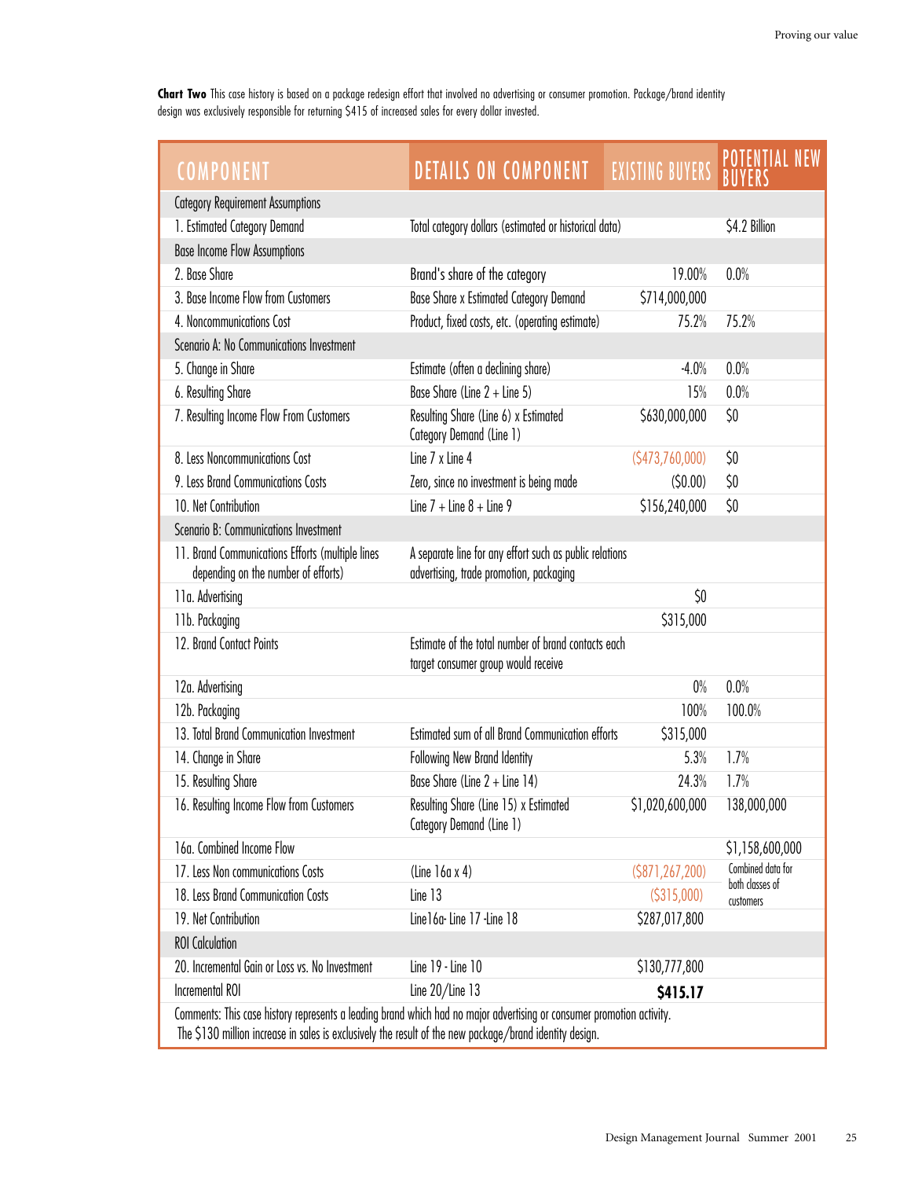**Chart Two** This case history is based on a package redesign effort that involved no advertising or consumer promotion. Package/brand identity design was exclusively responsible for returning $415 of increased sales for every dollar invested.

| COMPONENT | DETAILS ON COMPONENT | EXISTING BUYERS | POTENTIAL NEW BUYERS |
|---|---|---|---|
| Category Requirement Assumptions | | | |
| 1. Estimated Category Demand | Total category dollars (estimated or historical data) | | $4.2 Billion |
| Base Income Flow Assumptions | | | |
| 2. Base Share | Brand's share of the category | 19.00% | 0.0% |
| 3. Base Income Flow from Customers | Base Share x Estimated Category Demand | $714,000,000 | |
| 4. Noncommunications Cost | Product, fixed costs, etc. (operating estimate) | 75.2% | 75.2% |
| Scenario A: No Communications Investment | | | |
| 5. Change in Share | Estimate (often a declining share) | -4.0% | 0.0% |
| 6. Resulting Share | Base Share (Line 2 + Line 5) | 15% | 0.0% |
| 7. Resulting Income Flow From Customers | Resulting Share (Line 6) x Estimated Category Demand (Line 1) | $630,000,000 | $0 |
| 8. Less Noncommunications Cost | Line 7 x Line 4 | ($473,760,000) | $0 |
| 9. Less Brand Communications Costs | Zero, since no investment is being made | ($0.00) | $0 |
| 10. Net Contribution | Line 7 + Line 8 + Line 9 | $156,240,000 | $0 |
| Scenario B: Communications Investment | | | |
| 11. Brand Communications Efforts (multiple lines depending on the number of efforts) | A separate line for any effort such as public relations advertising, trade promotion, packaging | | |
| 11a. Advertising | | $0 | |
| 11b. Packaging | | $315,000 | |
| 12. Brand Contact Points | Estimate of the total number of brand contacts each target consumer group would receive | | |
| 12a. Advertising | | 0% | 0.0% |
| 12b. Packaging | | 100% | 100.0% |
| 13. Total Brand Communication Investment | Estimated sum of all Brand Communication efforts | $315,000 | |
| 14. Change in Share | Following New Brand Identity | 5.3% | 1.7% |
| 15. Resulting Share | Base Share (Line 2 + Line 14) | 24.3% | 1.7% |
| 16. Resulting Income Flow from Customers | Resulting Share (Line 15) x Estimated Category Demand (Line 1) | $1,020,600,000 | 138,000,000 |
| 16a. Combined Income Flow | | | $1,158,600,000 |
| 17. Less Non communications Costs | (Line 16a x 4) | ($871,267,200) | Combined data for both classes of customers |
| 18. Less Brand Communication Costs | Line 13 | ($315,000) | |
| 19. Net Contribution | Line16a- Line 17 -Line 18 | $287,017,800 | |
| ROI Calculation | | | |
| 20. Incremental Gain or Loss vs. No Investment | Line 19 - Line 10 | $130,777,800 | |
| Incremental ROI | Line 20/Line 13 | **$415.17** | |

Comments: This case history represents a leading brand which had no major advertising or consumer promotion activity. The $130 million increase in sales is exclusively the result of the new package/brand identity design.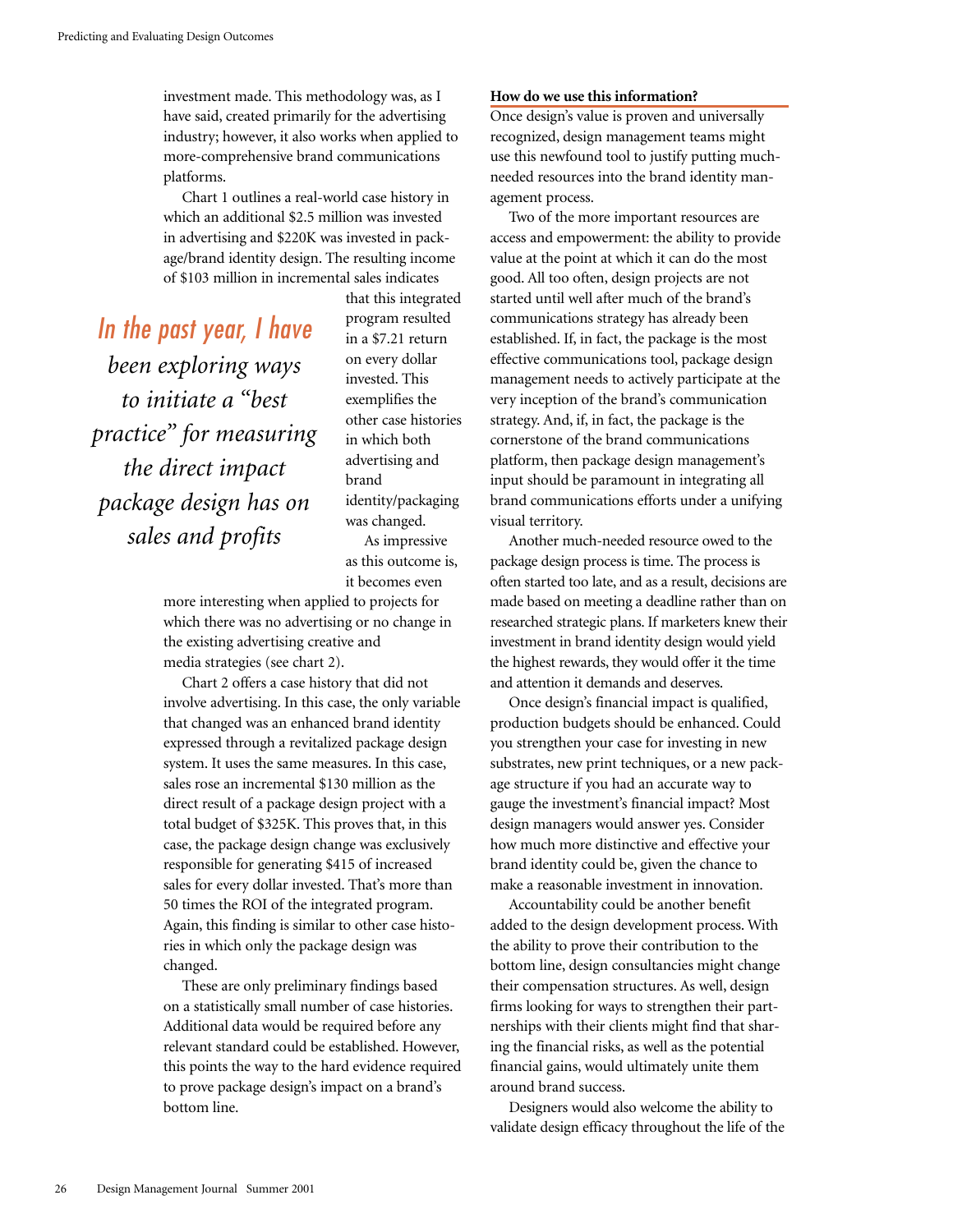investment made. This methodology was, as I have said, created primarily for the advertising industry; however, it also works when applied to more-comprehensive brand communications platforms.

Chart 1 outlines a real-world case history in which an additional $2.5 million was invested in advertising and $220K was invested in package/brand identity design. The resulting income of $103 million in incremental sales indicates that this integrated program resulted in a $7.21 return on every dollar invested. This exemplifies the other case histories in which both advertising and brand identity/packaging was changed.

*In the past year, I have been exploring ways to initiate a "best practice" for measuring the direct impact package design has on sales and profits*

As impressive as this outcome is, it becomes even more interesting when applied to projects for which there was no advertising or no change in the existing advertising creative and media strategies (see chart 2).

Chart 2 offers a case history that did not involve advertising. In this case, the only variable that changed was an enhanced brand identity expressed through a revitalized package design system. It uses the same measures. In this case, sales rose an incremental $130 million as the direct result of a package design project with a total budget of $325K. This proves that, in this case, the package design change was exclusively responsible for generating $415 of increased sales for every dollar invested. That's more than 50 times the ROI of the integrated program. Again, this finding is similar to other case histories in which only the package design was changed.

These are only preliminary findings based on a statistically small number of case histories. Additional data would be required before any relevant standard could be established. However, this points the way to the hard evidence required to prove package design's impact on a brand's bottom line.

**How do we use this information?**

Once design's value is proven and universally recognized, design management teams might use this newfound tool to justify putting much-needed resources into the brand identity management process.

Two of the more important resources are access and empowerment: the ability to provide value at the point at which it can do the most good. All too often, design projects are not started until well after much of the brand's communications strategy has already been established. If, in fact, the package is the most effective communications tool, package design management needs to actively participate at the very inception of the brand's communication strategy. And, if, in fact, the package is the cornerstone of the brand communications platform, then package design management's input should be paramount in integrating all brand communications efforts under a unifying visual territory.

Another much-needed resource owed to the package design process is time. The process is often started too late, and as a result, decisions are made based on meeting a deadline rather than on researched strategic plans. If marketers knew their investment in brand identity design would yield the highest rewards, they would offer it the time and attention it demands and deserves.

Once design's financial impact is qualified, production budgets should be enhanced. Could you strengthen your case for investing in new substrates, new print techniques, or a new package structure if you had an accurate way to gauge the investment's financial impact? Most design managers would answer yes. Consider how much more distinctive and effective your brand identity could be, given the chance to make a reasonable investment in innovation.

Accountability could be another benefit added to the design development process. With the ability to prove their contribution to the bottom line, design consultancies might change their compensation structures. As well, design firms looking for ways to strengthen their partnerships with their clients might find that sharing the financial risks, as well as the potential financial gains, would ultimately unite them around brand success.

Designers would also welcome the ability to validate design efficacy throughout the life of the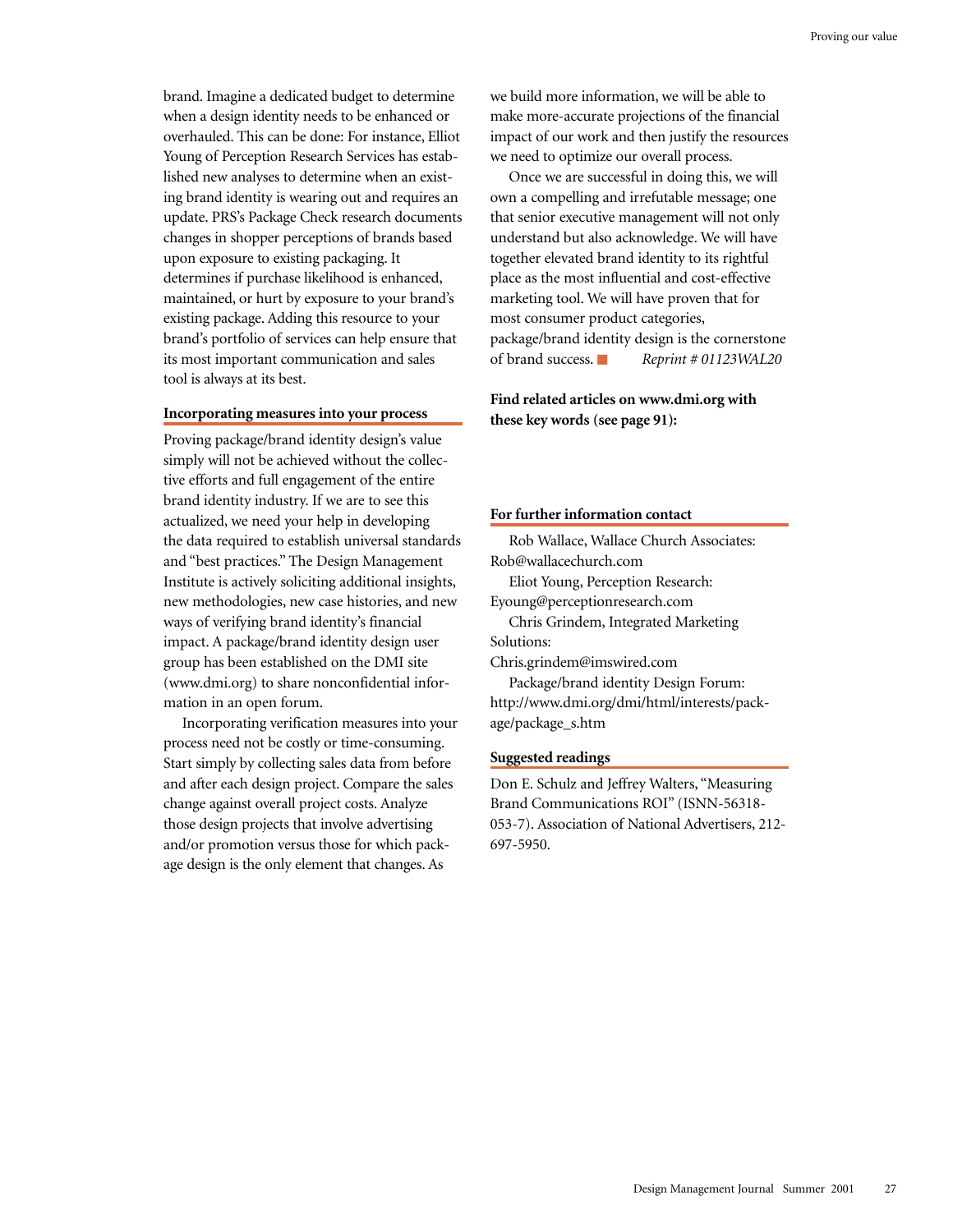brand. Imagine a dedicated budget to determine when a design identity needs to be enhanced or overhauled. This can be done: For instance, Elliot Young of Perception Research Services has established new analyses to determine when an existing brand identity is wearing out and requires an update. PRS's Package Check research documents changes in shopper perceptions of brands based upon exposure to existing packaging. It determines if purchase likelihood is enhanced, maintained, or hurt by exposure to your brand's existing package. Adding this resource to your brand's portfolio of services can help ensure that its most important communication and sales tool is always at its best.

### Incorporating measures into your process

Proving package/brand identity design's value simply will not be achieved without the collective efforts and full engagement of the entire brand identity industry. If we are to see this actualized, we need your help in developing the data required to establish universal standards and "best practices." The Design Management Institute is actively soliciting additional insights, new methodologies, new case histories, and new ways of verifying brand identity's financial impact. A package/brand identity design user group has been established on the DMI site (www.dmi.org) to share nonconfidential information in an open forum.

Incorporating verification measures into your process need not be costly or time-consuming. Start simply by collecting sales data from before and after each design project. Compare the sales change against overall project costs. Analyze those design projects that involve advertising and/or promotion versus those for which package design is the only element that changes. As we build more information, we will be able to make more-accurate projections of the financial impact of our work and then justify the resources we need to optimize our overall process.

Once we are successful in doing this, we will own a compelling and irrefutable message; one that senior executive management will not only understand but also acknowledge. We will have together elevated brand identity to its rightful place as the most influential and cost-effective marketing tool. We will have proven that for most consumer product categories, package/brand identity design is the cornerstone of brand success. ■ *Reprint # 01123WAL20*

**Find related articles on www.dmi.org with these key words (see page 91):**

### For further information contact

Rob Wallace, Wallace Church Associates: Rob@wallacechurch.com

Eliot Young, Perception Research: Eyoung@perceptionresearch.com

Chris Grindem, Integrated Marketing Solutions: Chris.grindem@imswired.com

Package/brand identity Design Forum: http://www.dmi.org/dmi/html/interests/package/package_s.htm

### Suggested readings

Don E. Schulz and Jeffrey Walters, "Measuring Brand Communications ROI" (ISNN-56318-053-7). Association of National Advertisers, 212-697-5950.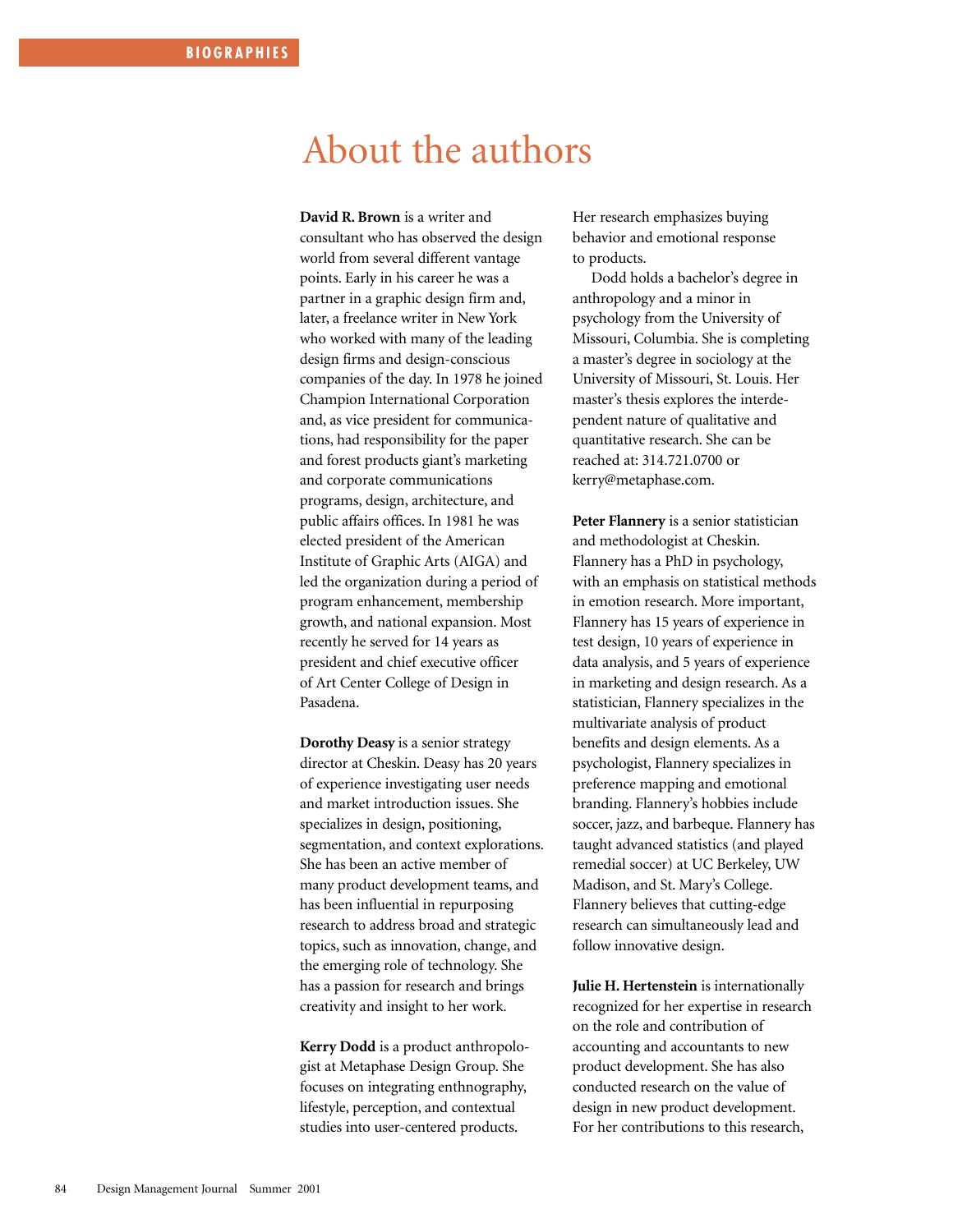# About the authors

**David R. Brown** is a writer and consultant who has observed the design world from several different vantage points. Early in his career he was a partner in a graphic design firm and, later, a freelance writer in New York who worked with many of the leading design firms and design-conscious companies of the day. In 1978 he joined Champion International Corporation and, as vice president for communications, had responsibility for the paper and forest products giant's marketing and corporate communications programs, design, architecture, and public affairs offices. In 1981 he was elected president of the American Institute of Graphic Arts (AIGA) and led the organization during a period of program enhancement, membership growth, and national expansion. Most recently he served for 14 years as president and chief executive officer of Art Center College of Design in Pasadena.

**Dorothy Deasy** is a senior strategy director at Cheskin. Deasy has 20 years of experience investigating user needs and market introduction issues. She specializes in design, positioning, segmentation, and context explorations. She has been an active member of many product development teams, and has been influential in repurposing research to address broad and strategic topics, such as innovation, change, and the emerging role of technology. She has a passion for research and brings creativity and insight to her work.

**Kerry Dodd** is a product anthropologist at Metaphase Design Group. She focuses on integrating enthnography, lifestyle, perception, and contextual studies into user-centered products. Her research emphasizes buying behavior and emotional response to products.

Dodd holds a bachelor's degree in anthropology and a minor in psychology from the University of Missouri, Columbia. She is completing a master's degree in sociology at the University of Missouri, St. Louis. Her master's thesis explores the interdependent nature of qualitative and quantitative research. She can be reached at: 314.721.0700 or kerry@metaphase.com.

**Peter Flannery** is a senior statistician and methodologist at Cheskin. Flannery has a PhD in psychology, with an emphasis on statistical methods in emotion research. More important, Flannery has 15 years of experience in test design, 10 years of experience in data analysis, and 5 years of experience in marketing and design research. As a statistician, Flannery specializes in the multivariate analysis of product benefits and design elements. As a psychologist, Flannery specializes in preference mapping and emotional branding. Flannery's hobbies include soccer, jazz, and barbeque. Flannery has taught advanced statistics (and played remedial soccer) at UC Berkeley, UW Madison, and St. Mary's College. Flannery believes that cutting-edge research can simultaneously lead and follow innovative design.

**Julie H. Hertenstein** is internationally recognized for her expertise in research on the role and contribution of accounting and accountants to new product development. She has also conducted research on the value of design in new product development. For her contributions to this research,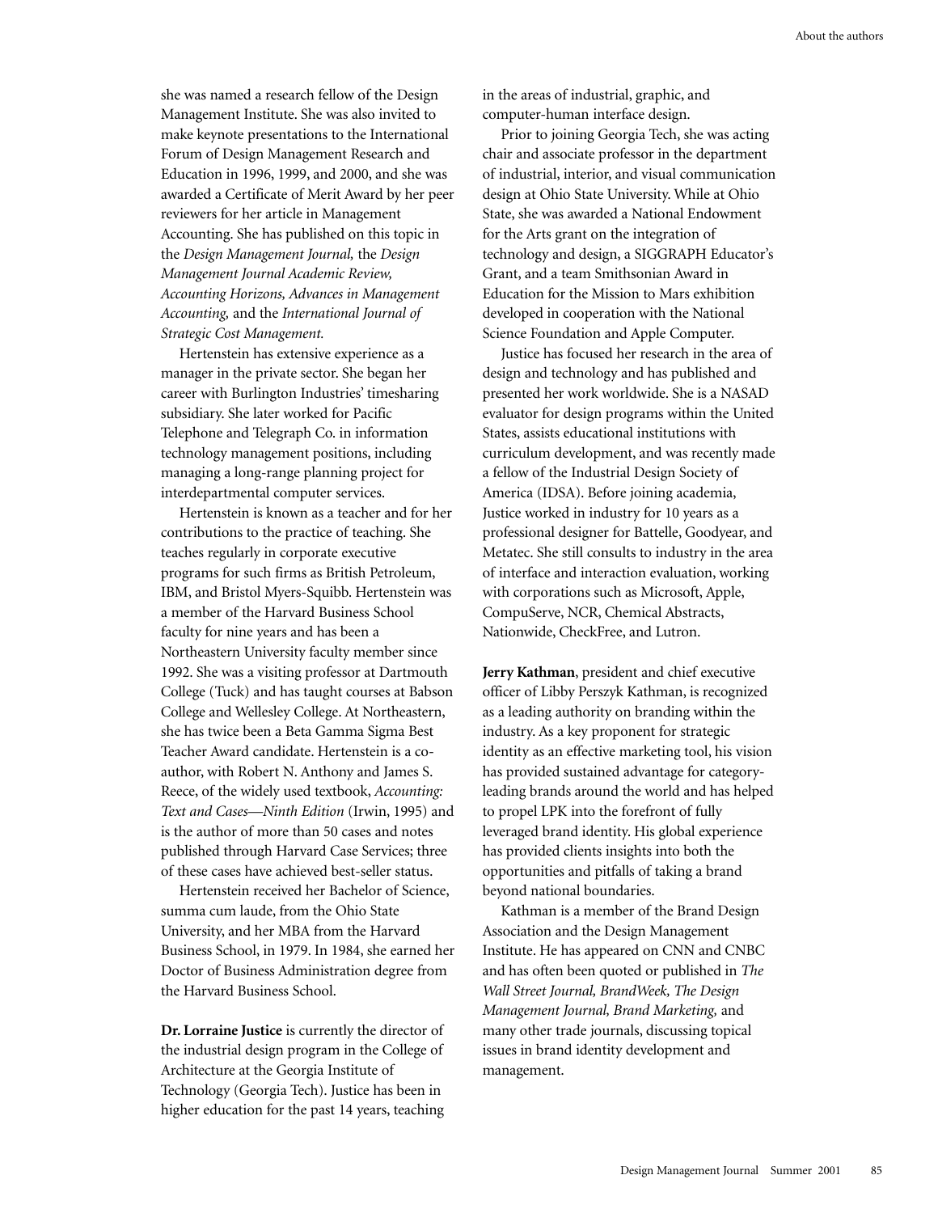she was named a research fellow of the Design Management Institute. She was also invited to make keynote presentations to the International Forum of Design Management Research and Education in 1996, 1999, and 2000, and she was awarded a Certificate of Merit Award by her peer reviewers for her article in Management Accounting. She has published on this topic in the *Design Management Journal,* the *Design Management Journal Academic Review, Accounting Horizons, Advances in Management Accounting,* and the *International Journal of Strategic Cost Management.*

Hertenstein has extensive experience as a manager in the private sector. She began her career with Burlington Industries' timesharing subsidiary. She later worked for Pacific Telephone and Telegraph Co. in information technology management positions, including managing a long-range planning project for interdepartmental computer services.

Hertenstein is known as a teacher and for her contributions to the practice of teaching. She teaches regularly in corporate executive programs for such firms as British Petroleum, IBM, and Bristol Myers-Squibb. Hertenstein was a member of the Harvard Business School faculty for nine years and has been a Northeastern University faculty member since 1992. She was a visiting professor at Dartmouth College (Tuck) and has taught courses at Babson College and Wellesley College. At Northeastern, she has twice been a Beta Gamma Sigma Best Teacher Award candidate. Hertenstein is a co-author, with Robert N. Anthony and James S. Reece, of the widely used textbook, *Accounting: Text and Cases—Ninth Edition* (Irwin, 1995) and is the author of more than 50 cases and notes published through Harvard Case Services; three of these cases have achieved best-seller status.

Hertenstein received her Bachelor of Science, summa cum laude, from the Ohio State University, and her MBA from the Harvard Business School, in 1979. In 1984, she earned her Doctor of Business Administration degree from the Harvard Business School.

**Dr. Lorraine Justice** is currently the director of the industrial design program in the College of Architecture at the Georgia Institute of Technology (Georgia Tech). Justice has been in higher education for the past 14 years, teaching in the areas of industrial, graphic, and computer-human interface design.

Prior to joining Georgia Tech, she was acting chair and associate professor in the department of industrial, interior, and visual communication design at Ohio State University. While at Ohio State, she was awarded a National Endowment for the Arts grant on the integration of technology and design, a SIGGRAPH Educator's Grant, and a team Smithsonian Award in Education for the Mission to Mars exhibition developed in cooperation with the National Science Foundation and Apple Computer.

Justice has focused her research in the area of design and technology and has published and presented her work worldwide. She is a NASAD evaluator for design programs within the United States, assists educational institutions with curriculum development, and was recently made a fellow of the Industrial Design Society of America (IDSA). Before joining academia, Justice worked in industry for 10 years as a professional designer for Battelle, Goodyear, and Metatec. She still consults to industry in the area of interface and interaction evaluation, working with corporations such as Microsoft, Apple, CompuServe, NCR, Chemical Abstracts, Nationwide, CheckFree, and Lutron.

**Jerry Kathman**, president and chief executive officer of Libby Perszyk Kathman, is recognized as a leading authority on branding within the industry. As a key proponent for strategic identity as an effective marketing tool, his vision has provided sustained advantage for category-leading brands around the world and has helped to propel LPK into the forefront of fully leveraged brand identity. His global experience has provided clients insights into both the opportunities and pitfalls of taking a brand beyond national boundaries.

Kathman is a member of the Brand Design Association and the Design Management Institute. He has appeared on CNN and CNBC and has often been quoted or published in *The Wall Street Journal, BrandWeek, The Design Management Journal, Brand Marketing,* and many other trade journals, discussing topical issues in brand identity development and management.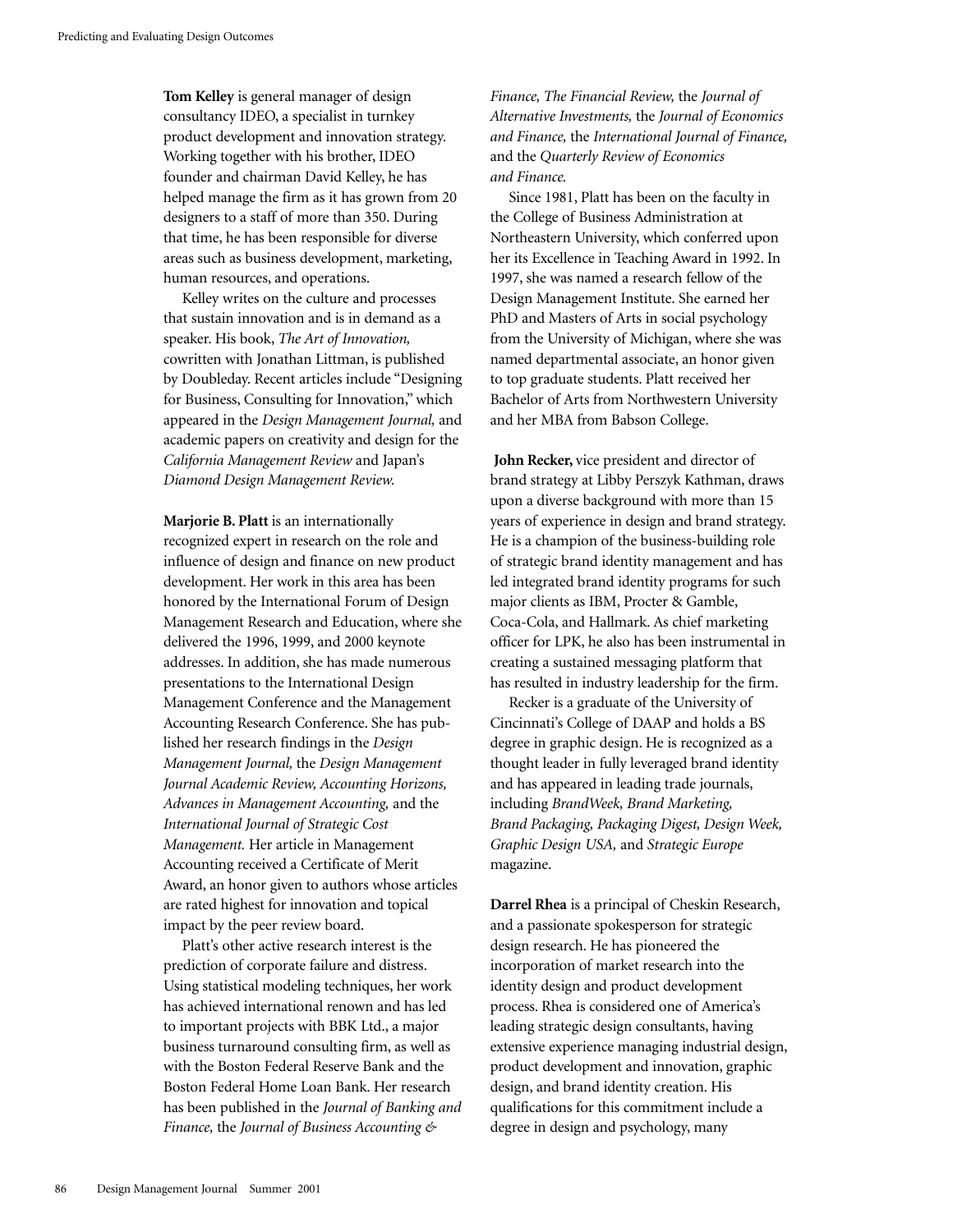**Tom Kelley** is general manager of design consultancy IDEO, a specialist in turnkey product development and innovation strategy. Working together with his brother, IDEO founder and chairman David Kelley, he has helped manage the firm as it has grown from 20 designers to a staff of more than 350. During that time, he has been responsible for diverse areas such as business development, marketing, human resources, and operations.

Kelley writes on the culture and processes that sustain innovation and is in demand as a speaker. His book, *The Art of Innovation,* cowritten with Jonathan Littman, is published by Doubleday. Recent articles include "Designing for Business, Consulting for Innovation," which appeared in the *Design Management Journal,* and academic papers on creativity and design for the *California Management Review* and Japan's *Diamond Design Management Review.*

**Marjorie B. Platt** is an internationally recognized expert in research on the role and influence of design and finance on new product development. Her work in this area has been honored by the International Forum of Design Management Research and Education, where she delivered the 1996, 1999, and 2000 keynote addresses. In addition, she has made numerous presentations to the International Design Management Conference and the Management Accounting Research Conference. She has published her research findings in the *Design Management Journal,* the *Design Management Journal Academic Review, Accounting Horizons, Advances in Management Accounting,* and the *International Journal of Strategic Cost Management.* Her article in Management Accounting received a Certificate of Merit Award, an honor given to authors whose articles are rated highest for innovation and topical impact by the peer review board.

Platt's other active research interest is the prediction of corporate failure and distress. Using statistical modeling techniques, her work has achieved international renown and has led to important projects with BBK Ltd., a major business turnaround consulting firm, as well as with the Boston Federal Reserve Bank and the Boston Federal Home Loan Bank. Her research has been published in the *Journal of Banking and Finance,* the *Journal of Business Accounting & Finance, The Financial Review,* the *Journal of Alternative Investments,* the *Journal of Economics and Finance,* the *International Journal of Finance,* and the *Quarterly Review of Economics and Finance.*

Since 1981, Platt has been on the faculty in the College of Business Administration at Northeastern University, which conferred upon her its Excellence in Teaching Award in 1992. In 1997, she was named a research fellow of the Design Management Institute. She earned her PhD and Masters of Arts in social psychology from the University of Michigan, where she was named departmental associate, an honor given to top graduate students. Platt received her Bachelor of Arts from Northwestern University and her MBA from Babson College.

**John Recker,** vice president and director of brand strategy at Libby Perszyk Kathman, draws upon a diverse background with more than 15 years of experience in design and brand strategy. He is a champion of the business-building role of strategic brand identity management and has led integrated brand identity programs for such major clients as IBM, Procter & Gamble, Coca-Cola, and Hallmark. As chief marketing officer for LPK, he also has been instrumental in creating a sustained messaging platform that has resulted in industry leadership for the firm.

Recker is a graduate of the University of Cincinnati's College of DAAP and holds a BS degree in graphic design. He is recognized as a thought leader in fully leveraged brand identity and has appeared in leading trade journals, including *BrandWeek, Brand Marketing, Brand Packaging, Packaging Digest, Design Week, Graphic Design USA,* and *Strategic Europe* magazine.

**Darrel Rhea** is a principal of Cheskin Research, and a passionate spokesperson for strategic design research. He has pioneered the incorporation of market research into the identity design and product development process. Rhea is considered one of America's leading strategic design consultants, having extensive experience managing industrial design, product development and innovation, graphic design, and brand identity creation. His qualifications for this commitment include a degree in design and psychology, many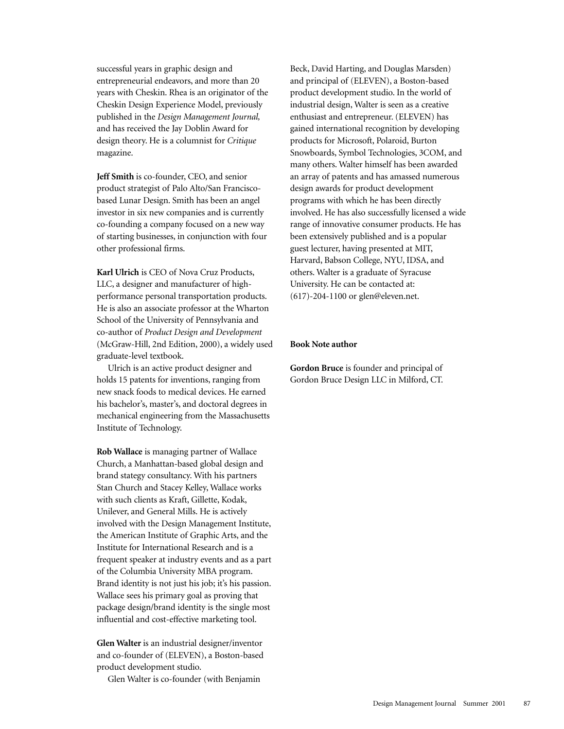successful years in graphic design and entrepreneurial endeavors, and more than 20 years with Cheskin. Rhea is an originator of the Cheskin Design Experience Model, previously published in the *Design Management Journal,* and has received the Jay Doblin Award for design theory. He is a columnist for *Critique* magazine.

**Jeff Smith** is co-founder, CEO, and senior product strategist of Palo Alto/San Francisco-based Lunar Design. Smith has been an angel investor in six new companies and is currently co-founding a company focused on a new way of starting businesses, in conjunction with four other professional firms.

**Karl Ulrich** is CEO of Nova Cruz Products, LLC, a designer and manufacturer of high-performance personal transportation products. He is also an associate professor at the Wharton School of the University of Pennsylvania and co-author of *Product Design and Development* (McGraw-Hill, 2nd Edition, 2000), a widely used graduate-level textbook.

Ulrich is an active product designer and holds 15 patents for inventions, ranging from new snack foods to medical devices. He earned his bachelor's, master's, and doctoral degrees in mechanical engineering from the Massachusetts Institute of Technology.

**Rob Wallace** is managing partner of Wallace Church, a Manhattan-based global design and brand stategy consultancy. With his partners Stan Church and Stacey Kelley, Wallace works with such clients as Kraft, Gillette, Kodak, Unilever, and General Mills. He is actively involved with the Design Management Institute, the American Institute of Graphic Arts, and the Institute for International Research and is a frequent speaker at industry events and as a part of the Columbia University MBA program. Brand identity is not just his job; it's his passion. Wallace sees his primary goal as proving that package design/brand identity is the single most influential and cost-effective marketing tool.

**Glen Walter** is an industrial designer/inventor and co-founder of (ELEVEN), a Boston-based product development studio.

Glen Walter is co-founder (with Benjamin Beck, David Harting, and Douglas Marsden) and principal of (ELEVEN), a Boston-based product development studio. In the world of industrial design, Walter is seen as a creative enthusiast and entrepreneur. (ELEVEN) has gained international recognition by developing products for Microsoft, Polaroid, Burton Snowboards, Symbol Technologies, 3COM, and many others. Walter himself has been awarded an array of patents and has amassed numerous design awards for product development programs with which he has been directly involved. He has also successfully licensed a wide range of innovative consumer products. He has been extensively published and is a popular guest lecturer, having presented at MIT, Harvard, Babson College, NYU, IDSA, and others. Walter is a graduate of Syracuse University. He can be contacted at: (617)-204-1100 or glen@eleven.net.

**Book Note author**

**Gordon Bruce** is founder and principal of Gordon Bruce Design LLC in Milford, CT.